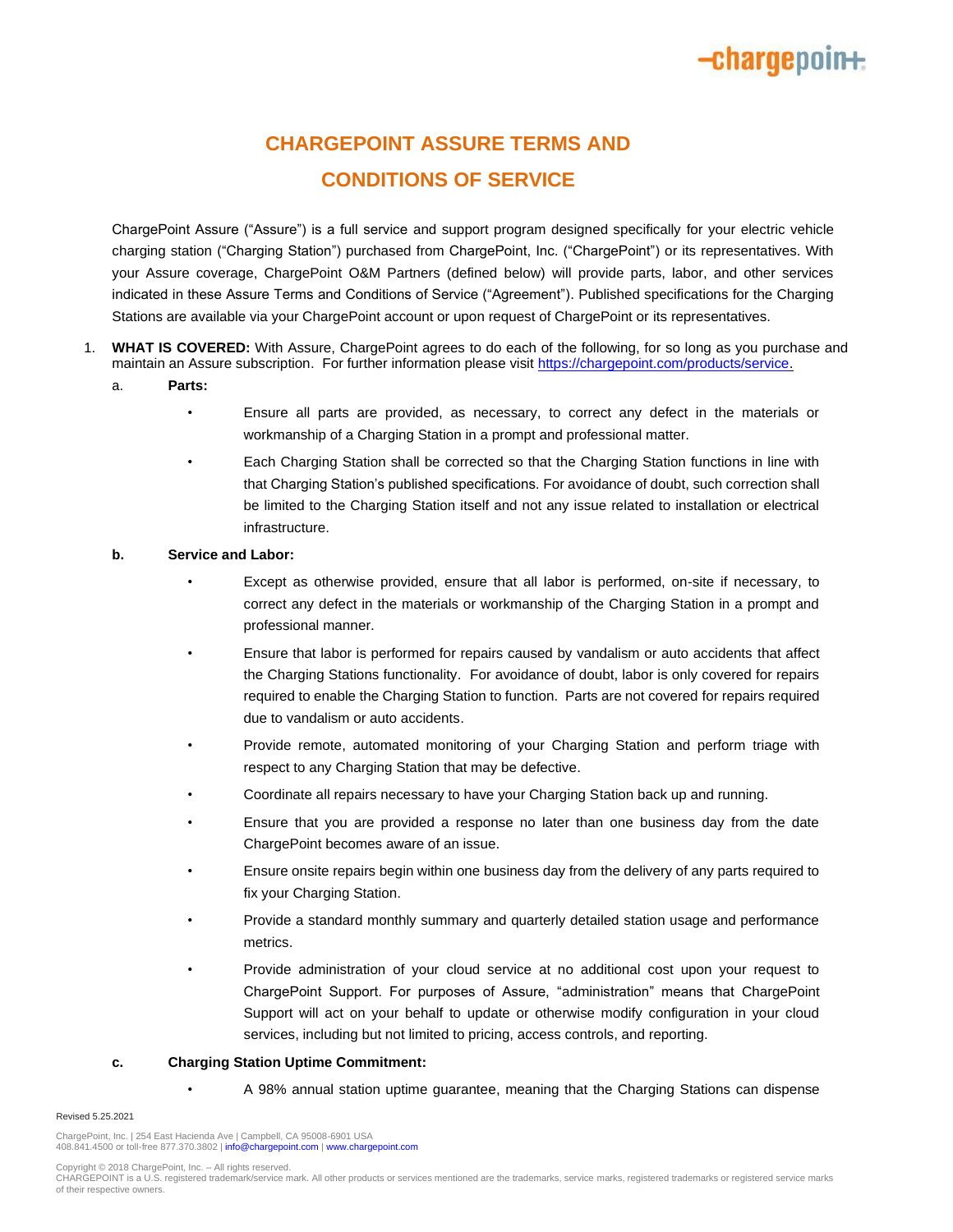# CHARGEPOINT ASSURE TERMS AND CONDITIONS OF SERVICE

ChargePoint Assure ("Assure") is a full service and support program designed specifically for your electric vehicle charging station ("Charging Station") purchased from ChargePoint, Inc. ("ChargePoint") or its representatives. With your Assure coverage, ChargePoint O&M Partners (defined below) will provide parts, labor, and other services indicated in these Assure Terms and Conditions of Service ("Agreement"). Published specifications for the Charging Stations are available via your ChargePoint account or upon request of ChargePoint or its representatives.

1. **WHAT IS COVERED:** With Assure, ChargePoint agrees to do each of the following, for so long as you purchase and maintain an Assure subscription. For further information please visit https://chargepoint.com/products/service.

   a. **Parts:**

   - Ensure all parts are provided, as necessary, to correct any defect in the materials or workmanship of a Charging Station in a prompt and professional matter.
   - Each Charging Station shall be corrected so that the Charging Station functions in line with that Charging Station's published specifications. For avoidance of doubt, such correction shall be limited to the Charging Station itself and not any issue related to installation or electrical infrastructure.

   **b. Service and Labor:**

   - Except as otherwise provided, ensure that all labor is performed, on-site if necessary, to correct any defect in the materials or workmanship of the Charging Station in a prompt and professional manner.
   - Ensure that labor is performed for repairs caused by vandalism or auto accidents that affect the Charging Stations functionality. For avoidance of doubt, labor is only covered for repairs required to enable the Charging Station to function. Parts are not covered for repairs required due to vandalism or auto accidents.
   - Provide remote, automated monitoring of your Charging Station and perform triage with respect to any Charging Station that may be defective.
   - Coordinate all repairs necessary to have your Charging Station back up and running.
   - Ensure that you are provided a response no later than one business day from the date ChargePoint becomes aware of an issue.
   - Ensure onsite repairs begin within one business day from the delivery of any parts required to fix your Charging Station.
   - Provide a standard monthly summary and quarterly detailed station usage and performance metrics.
   - Provide administration of your cloud service at no additional cost upon your request to ChargePoint Support. For purposes of Assure, "administration" means that ChargePoint Support will act on your behalf to update or otherwise modify configuration in your cloud services, including but not limited to pricing, access controls, and reporting.

   **c. Charging Station Uptime Commitment:**

   - A 98% annual station uptime guarantee, meaning that the Charging Stations can dispense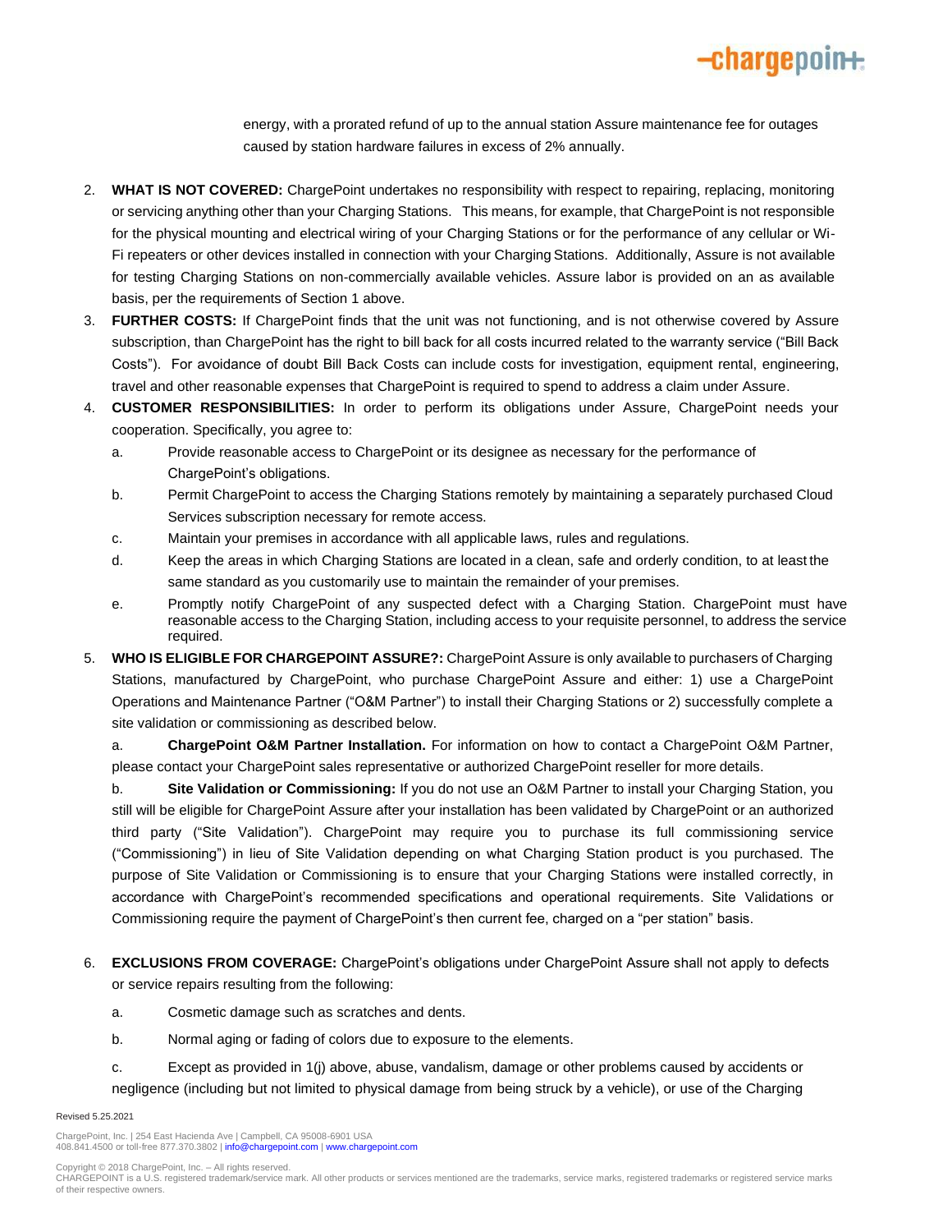energy, with a prorated refund of up to the annual station Assure maintenance fee for outages caused by station hardware failures in excess of 2% annually.

2. **WHAT IS NOT COVERED:** ChargePoint undertakes no responsibility with respect to repairing, replacing, monitoring or servicing anything other than your Charging Stations. This means, for example, that ChargePoint is not responsible for the physical mounting and electrical wiring of your Charging Stations or for the performance of any cellular or Wi-Fi repeaters or other devices installed in connection with your Charging Stations. Additionally, Assure is not available for testing Charging Stations on non-commercially available vehicles. Assure labor is provided on an as available basis, per the requirements of Section 1 above.
3. **FURTHER COSTS:** If ChargePoint finds that the unit was not functioning, and is not otherwise covered by Assure subscription, than ChargePoint has the right to bill back for all costs incurred related to the warranty service ("Bill Back Costs"). For avoidance of doubt Bill Back Costs can include costs for investigation, equipment rental, engineering, travel and other reasonable expenses that ChargePoint is required to spend to address a claim under Assure.
4. **CUSTOMER RESPONSIBILITIES:** In order to perform its obligations under Assure, ChargePoint needs your cooperation. Specifically, you agree to:
   a. Provide reasonable access to ChargePoint or its designee as necessary for the performance of ChargePoint's obligations.
   b. Permit ChargePoint to access the Charging Stations remotely by maintaining a separately purchased Cloud Services subscription necessary for remote access.
   c. Maintain your premises in accordance with all applicable laws, rules and regulations.
   d. Keep the areas in which Charging Stations are located in a clean, safe and orderly condition, to at least the same standard as you customarily use to maintain the remainder of your premises.
   e. Promptly notify ChargePoint of any suspected defect with a Charging Station. ChargePoint must have reasonable access to the Charging Station, including access to your requisite personnel, to address the service required.
5. **WHO IS ELIGIBLE FOR CHARGEPOINT ASSURE?:** ChargePoint Assure is only available to purchasers of Charging Stations, manufactured by ChargePoint, who purchase ChargePoint Assure and either: 1) use a ChargePoint Operations and Maintenance Partner ("O&M Partner") to install their Charging Stations or 2) successfully complete a site validation or commissioning as described below.

   a. **ChargePoint O&M Partner Installation.** For information on how to contact a ChargePoint O&M Partner, please contact your ChargePoint sales representative or authorized ChargePoint reseller for more details.

   b. **Site Validation or Commissioning:** If you do not use an O&M Partner to install your Charging Station, you still will be eligible for ChargePoint Assure after your installation has been validated by ChargePoint or an authorized third party ("Site Validation"). ChargePoint may require you to purchase its full commissioning service ("Commissioning") in lieu of Site Validation depending on what Charging Station product is you purchased. The purpose of Site Validation or Commissioning is to ensure that your Charging Stations were installed correctly, in accordance with ChargePoint's recommended specifications and operational requirements. Site Validations or Commissioning require the payment of ChargePoint's then current fee, charged on a "per station" basis.

6. **EXCLUSIONS FROM COVERAGE:** ChargePoint's obligations under ChargePoint Assure shall not apply to defects or service repairs resulting from the following:

   a. Cosmetic damage such as scratches and dents.

   b. Normal aging or fading of colors due to exposure to the elements.

   c. Except as provided in 1(j) above, abuse, vandalism, damage or other problems caused by accidents or negligence (including but not limited to physical damage from being struck by a vehicle), or use of the Charging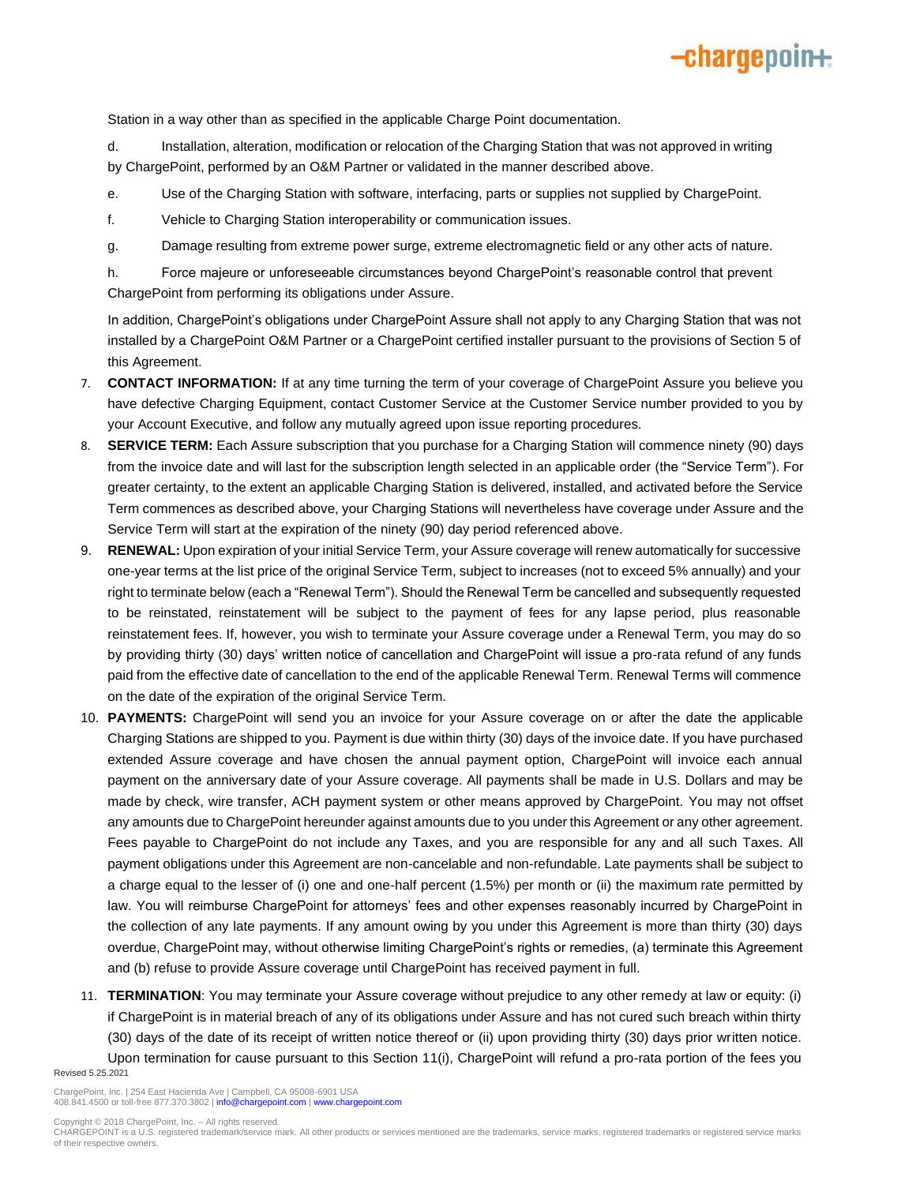Station in a way other than as specified in the applicable Charge Point documentation.

d. Installation, alteration, modification or relocation of the Charging Station that was not approved in writing by ChargePoint, performed by an O&M Partner or validated in the manner described above.

e. Use of the Charging Station with software, interfacing, parts or supplies not supplied by ChargePoint.

f. Vehicle to Charging Station interoperability or communication issues.

g. Damage resulting from extreme power surge, extreme electromagnetic field or any other acts of nature.

h. Force majeure or unforeseeable circumstances beyond ChargePoint's reasonable control that prevent ChargePoint from performing its obligations under Assure.

In addition, ChargePoint's obligations under ChargePoint Assure shall not apply to any Charging Station that was not installed by a ChargePoint O&M Partner or a ChargePoint certified installer pursuant to the provisions of Section 5 of this Agreement.

7. **CONTACT INFORMATION:** If at any time turning the term of your coverage of ChargePoint Assure you believe you have defective Charging Equipment, contact Customer Service at the Customer Service number provided to you by your Account Executive, and follow any mutually agreed upon issue reporting procedures.
8. **SERVICE TERM:** Each Assure subscription that you purchase for a Charging Station will commence ninety (90) days from the invoice date and will last for the subscription length selected in an applicable order (the "Service Term"). For greater certainty, to the extent an applicable Charging Station is delivered, installed, and activated before the Service Term commences as described above, your Charging Stations will nevertheless have coverage under Assure and the Service Term will start at the expiration of the ninety (90) day period referenced above.
9. **RENEWAL:** Upon expiration of your initial Service Term, your Assure coverage will renew automatically for successive one-year terms at the list price of the original Service Term, subject to increases (not to exceed 5% annually) and your right to terminate below (each a "Renewal Term"). Should the Renewal Term be cancelled and subsequently requested to be reinstated, reinstatement will be subject to the payment of fees for any lapse period, plus reasonable reinstatement fees. If, however, you wish to terminate your Assure coverage under a Renewal Term, you may do so by providing thirty (30) days' written notice of cancellation and ChargePoint will issue a pro-rata refund of any funds paid from the effective date of cancellation to the end of the applicable Renewal Term. Renewal Terms will commence on the date of the expiration of the original Service Term.
10. **PAYMENTS:** ChargePoint will send you an invoice for your Assure coverage on or after the date the applicable Charging Stations are shipped to you. Payment is due within thirty (30) days of the invoice date. If you have purchased extended Assure coverage and have chosen the annual payment option, ChargePoint will invoice each annual payment on the anniversary date of your Assure coverage. All payments shall be made in U.S. Dollars and may be made by check, wire transfer, ACH payment system or other means approved by ChargePoint. You may not offset any amounts due to ChargePoint hereunder against amounts due to you under this Agreement or any other agreement. Fees payable to ChargePoint do not include any Taxes, and you are responsible for any and all such Taxes. All payment obligations under this Agreement are non-cancelable and non-refundable. Late payments shall be subject to a charge equal to the lesser of (i) one and one-half percent (1.5%) per month or (ii) the maximum rate permitted by law. You will reimburse ChargePoint for attorneys' fees and other expenses reasonably incurred by ChargePoint in the collection of any late payments. If any amount owing by you under this Agreement is more than thirty (30) days overdue, ChargePoint may, without otherwise limiting ChargePoint's rights or remedies, (a) terminate this Agreement and (b) refuse to provide Assure coverage until ChargePoint has received payment in full.
11. **TERMINATION**: You may terminate your Assure coverage without prejudice to any other remedy at law or equity: (i) if ChargePoint is in material breach of any of its obligations under Assure and has not cured such breach within thirty (30) days of the date of its receipt of written notice thereof or (ii) upon providing thirty (30) days prior written notice. Upon termination for cause pursuant to this Section 11(i), ChargePoint will refund a pro-rata portion of the fees you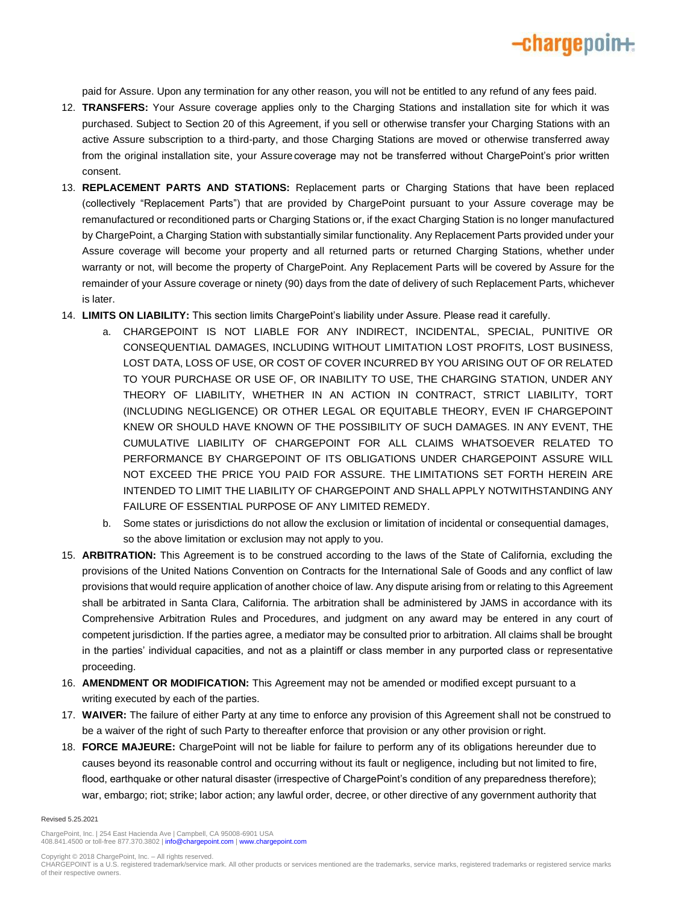paid for Assure. Upon any termination for any other reason, you will not be entitled to any refund of any fees paid.

12. **TRANSFERS:** Your Assure coverage applies only to the Charging Stations and installation site for which it was purchased. Subject to Section 20 of this Agreement, if you sell or otherwise transfer your Charging Stations with an active Assure subscription to a third-party, and those Charging Stations are moved or otherwise transferred away from the original installation site, your Assure coverage may not be transferred without ChargePoint's prior written consent.
13. **REPLACEMENT PARTS AND STATIONS:** Replacement parts or Charging Stations that have been replaced (collectively "Replacement Parts") that are provided by ChargePoint pursuant to your Assure coverage may be remanufactured or reconditioned parts or Charging Stations or, if the exact Charging Station is no longer manufactured by ChargePoint, a Charging Station with substantially similar functionality. Any Replacement Parts provided under your Assure coverage will become your property and all returned parts or returned Charging Stations, whether under warranty or not, will become the property of ChargePoint. Any Replacement Parts will be covered by Assure for the remainder of your Assure coverage or ninety (90) days from the date of delivery of such Replacement Parts, whichever is later.
14. **LIMITS ON LIABILITY:** This section limits ChargePoint's liability under Assure. Please read it carefully.
    a. CHARGEPOINT IS NOT LIABLE FOR ANY INDIRECT, INCIDENTAL, SPECIAL, PUNITIVE OR CONSEQUENTIAL DAMAGES, INCLUDING WITHOUT LIMITATION LOST PROFITS, LOST BUSINESS, LOST DATA, LOSS OF USE, OR COST OF COVER INCURRED BY YOU ARISING OUT OF OR RELATED TO YOUR PURCHASE OR USE OF, OR INABILITY TO USE, THE CHARGING STATION, UNDER ANY THEORY OF LIABILITY, WHETHER IN AN ACTION IN CONTRACT, STRICT LIABILITY, TORT (INCLUDING NEGLIGENCE) OR OTHER LEGAL OR EQUITABLE THEORY, EVEN IF CHARGEPOINT KNEW OR SHOULD HAVE KNOWN OF THE POSSIBILITY OF SUCH DAMAGES. IN ANY EVENT, THE CUMULATIVE LIABILITY OF CHARGEPOINT FOR ALL CLAIMS WHATSOEVER RELATED TO PERFORMANCE BY CHARGEPOINT OF ITS OBLIGATIONS UNDER CHARGEPOINT ASSURE WILL NOT EXCEED THE PRICE YOU PAID FOR ASSURE. THE LIMITATIONS SET FORTH HEREIN ARE INTENDED TO LIMIT THE LIABILITY OF CHARGEPOINT AND SHALL APPLY NOTWITHSTANDING ANY FAILURE OF ESSENTIAL PURPOSE OF ANY LIMITED REMEDY.
    b. Some states or jurisdictions do not allow the exclusion or limitation of incidental or consequential damages, so the above limitation or exclusion may not apply to you.
15. **ARBITRATION:** This Agreement is to be construed according to the laws of the State of California, excluding the provisions of the United Nations Convention on Contracts for the International Sale of Goods and any conflict of law provisions that would require application of another choice of law. Any dispute arising from or relating to this Agreement shall be arbitrated in Santa Clara, California. The arbitration shall be administered by JAMS in accordance with its Comprehensive Arbitration Rules and Procedures, and judgment on any award may be entered in any court of competent jurisdiction. If the parties agree, a mediator may be consulted prior to arbitration. All claims shall be brought in the parties' individual capacities, and not as a plaintiff or class member in any purported class or representative proceeding.
16. **AMENDMENT OR MODIFICATION:** This Agreement may not be amended or modified except pursuant to a writing executed by each of the parties.
17. **WAIVER:** The failure of either Party at any time to enforce any provision of this Agreement shall not be construed to be a waiver of the right of such Party to thereafter enforce that provision or any other provision or right.
18. **FORCE MAJEURE:** ChargePoint will not be liable for failure to perform any of its obligations hereunder due to causes beyond its reasonable control and occurring without its fault or negligence, including but not limited to fire, flood, earthquake or other natural disaster (irrespective of ChargePoint's condition of any preparedness therefore); war, embargo; riot; strike; labor action; any lawful order, decree, or other directive of any government authority that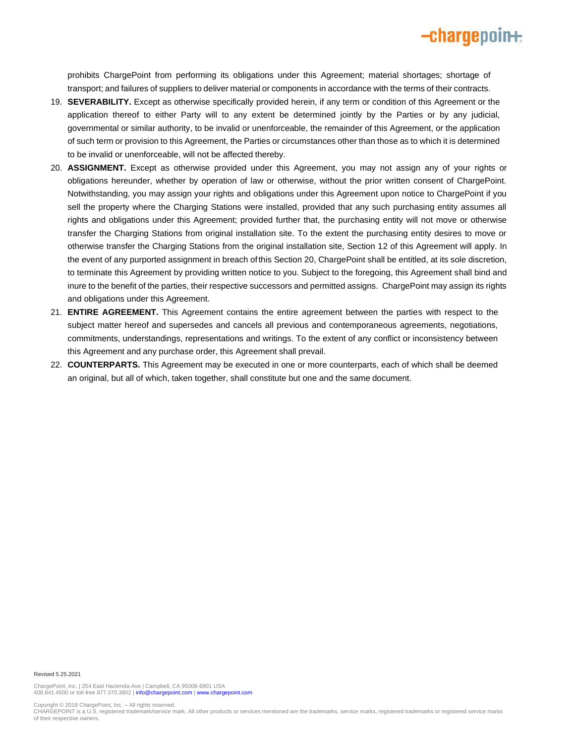prohibits ChargePoint from performing its obligations under this Agreement; material shortages; shortage of transport; and failures of suppliers to deliver material or components in accordance with the terms of their contracts.

19. **SEVERABILITY.** Except as otherwise specifically provided herein, if any term or condition of this Agreement or the application thereof to either Party will to any extent be determined jointly by the Parties or by any judicial, governmental or similar authority, to be invalid or unenforceable, the remainder of this Agreement, or the application of such term or provision to this Agreement, the Parties or circumstances other than those as to which it is determined to be invalid or unenforceable, will not be affected thereby.
20. **ASSIGNMENT.** Except as otherwise provided under this Agreement, you may not assign any of your rights or obligations hereunder, whether by operation of law or otherwise, without the prior written consent of ChargePoint. Notwithstanding, you may assign your rights and obligations under this Agreement upon notice to ChargePoint if you sell the property where the Charging Stations were installed, provided that any such purchasing entity assumes all rights and obligations under this Agreement; provided further that, the purchasing entity will not move or otherwise transfer the Charging Stations from original installation site. To the extent the purchasing entity desires to move or otherwise transfer the Charging Stations from the original installation site, Section 12 of this Agreement will apply. In the event of any purported assignment in breach of this Section 20, ChargePoint shall be entitled, at its sole discretion, to terminate this Agreement by providing written notice to you. Subject to the foregoing, this Agreement shall bind and inure to the benefit of the parties, their respective successors and permitted assigns. ChargePoint may assign its rights and obligations under this Agreement.
21. **ENTIRE AGREEMENT.** This Agreement contains the entire agreement between the parties with respect to the subject matter hereof and supersedes and cancels all previous and contemporaneous agreements, negotiations, commitments, understandings, representations and writings. To the extent of any conflict or inconsistency between this Agreement and any purchase order, this Agreement shall prevail.
22. **COUNTERPARTS.** This Agreement may be executed in one or more counterparts, each of which shall be deemed an original, but all of which, taken together, shall constitute but one and the same document.